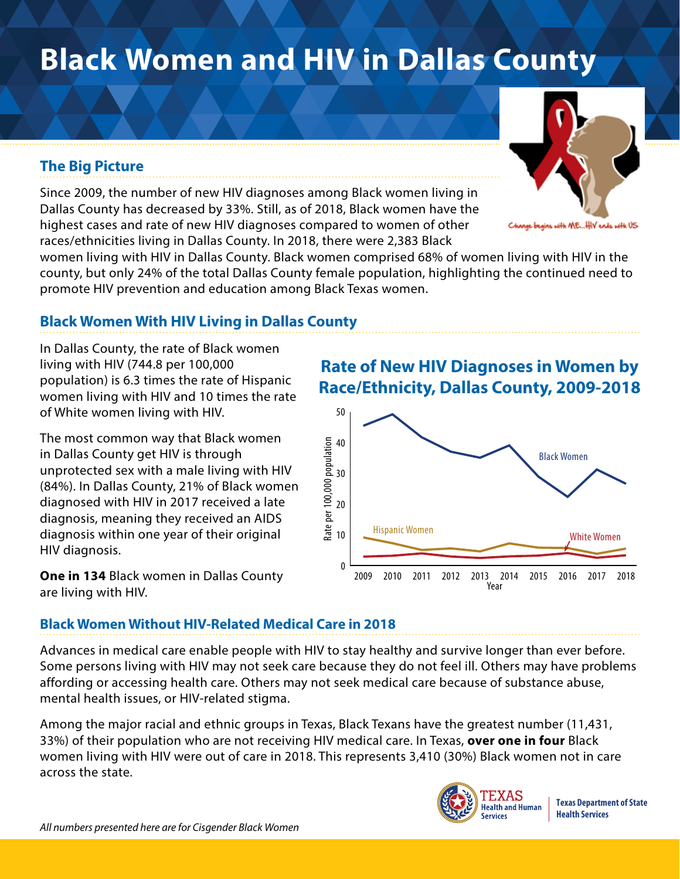# Black Women and HIV in Dallas County

## The Big Picture

Since 2009, the number of new HIV diagnoses among Black women living in Dallas County has decreased by 33%. Still, as of 2018, Black women have the highest cases and rate of new HIV diagnoses compared to women of other races/ethnicities living in Dallas County. In 2018, there were 2,383 Black women living with HIV in Dallas County. Black women comprised 68% of women living with HIV in the county, but only 24% of the total Dallas County female population, highlighting the continued need to promote HIV prevention and education among Black Texas women.

## Black Women With HIV Living in Dallas County

In Dallas County, the rate of Black women living with HIV (744.8 per 100,000 population) is 6.3 times the rate of Hispanic women living with HIV and 10 times the rate of White women living with HIV.

The most common way that Black women in Dallas County get HIV is through unprotected sex with a male living with HIV (84%). In Dallas County, 21% of Black women diagnosed with HIV in 2017 received a late diagnosis, meaning they received an AIDS diagnosis within one year of their original HIV diagnosis.

**One in 134** Black women in Dallas County are living with HIV.

### Rate of New HIV Diagnoses in Women by Race/Ethnicity, Dallas County, 2009-2018

## Black Women Without HIV-Related Medical Care in 2018

Advances in medical care enable people with HIV to stay healthy and survive longer than ever before. Some persons living with HIV may not seek care because they do not feel ill. Others may have problems affording or accessing health care. Others may not seek medical care because of substance abuse, mental health issues, or HIV-related stigma.

Among the major racial and ethnic groups in Texas, Black Texans have the greatest number (11,431, 33%) of their population who are not receiving HIV medical care. In Texas, **over one in four** Black women living with HIV were out of care in 2018. This represents 3,410 (30%) Black women not in care across the state.

*All numbers presented here are for Cisgender Black Women*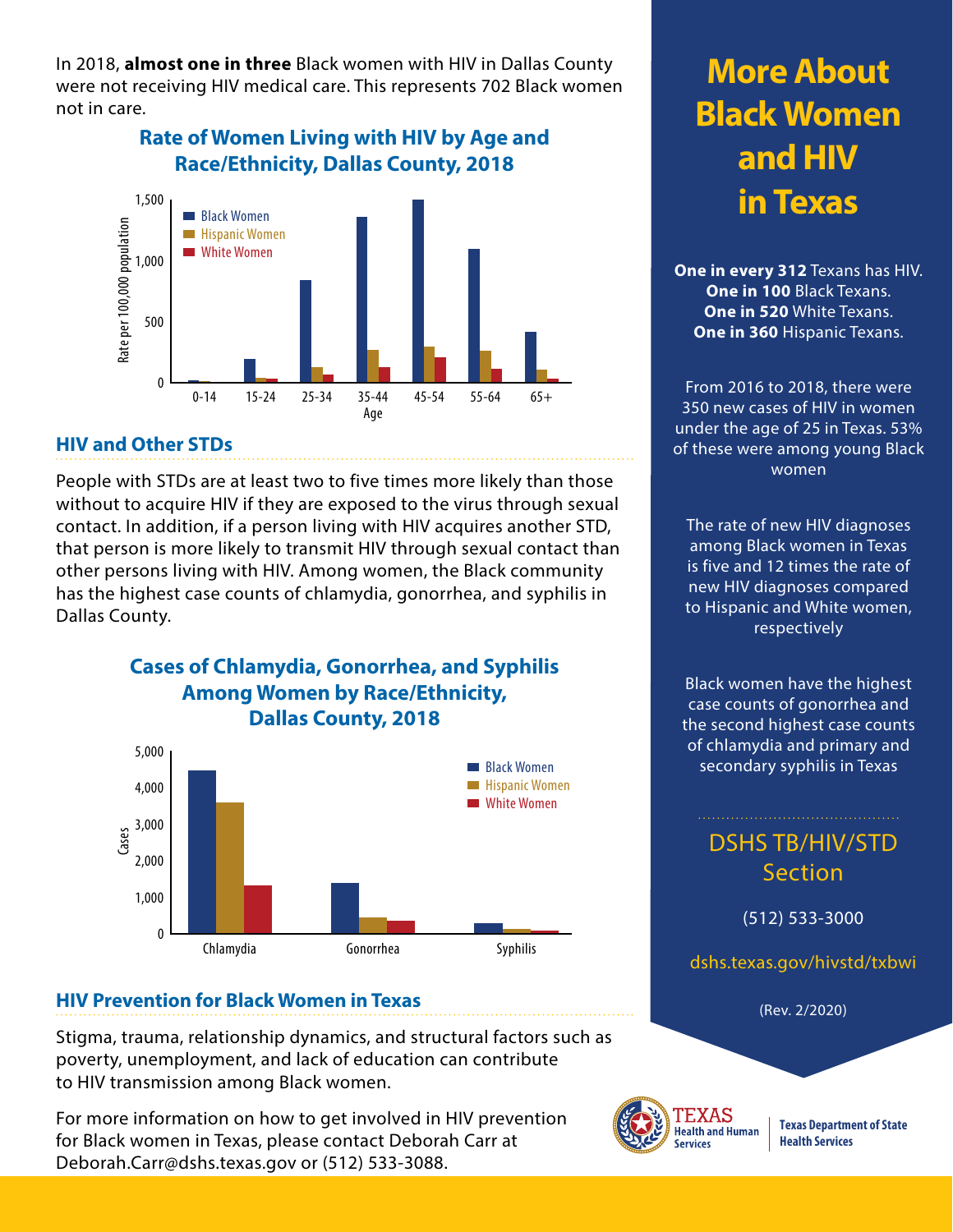In 2018, **almost one in three** Black women with HIV in Dallas County were not receiving HIV medical care. This represents 702 Black women not in care.

### Rate of Women Living with HIV by Age and Race/Ethnicity, Dallas County, 2018

Rate per 100,000 population

1,500
1,000
500
0

Black Women
Hispanic Women
White Women

0-14
15-24
25-34
35-44
45-54
55-64
65+

Age

## HIV and Other STDs

People with STDs are at least two to five times more likely than those without to acquire HIV if they are exposed to the virus through sexual contact. In addition, if a person living with HIV acquires another STD, that person is more likely to transmit HIV through sexual contact than other persons living with HIV. Among women, the Black community has the highest case counts of chlamydia, gonorrhea, and syphilis in Dallas County.

### Cases of Chlamydia, Gonorrhea, and Syphilis Among Women by Race/Ethnicity, Dallas County, 2018

Cases

5,000
4,000
3,000
2,000
1,000
0

Black Women
Hispanic Women
White Women

Chlamydia
Gonorrhea
Syphilis

## HIV Prevention for Black Women in Texas

Stigma, trauma, relationship dynamics, and structural factors such as poverty, unemployment, and lack of education can contribute to HIV transmission among Black women.

For more information on how to get involved in HIV prevention for Black women in Texas, please contact Deborah Carr at Deborah.Carr@dshs.texas.gov or (512) 533-3088.

# More About Black Women and HIV in Texas

**One in every 312** Texans has HIV.
**One in 100** Black Texans.
**One in 520** White Texans.
**One in 360** Hispanic Texans.

From 2016 to 2018, there were 350 new cases of HIV in women under the age of 25 in Texas. 53% of these were among young Black women

The rate of new HIV diagnoses among Black women in Texas is five and 12 times the rate of new HIV diagnoses compared to Hispanic and White women, respectively

Black women have the highest case counts of gonorrhea and the second highest case counts of chlamydia and primary and secondary syphilis in Texas

## DSHS TB/HIV/STD Section

(512) 533-3000

dshs.texas.gov/hivstd/txbwi

(Rev. 2/2020)

TEXAS Health and Human Services | Texas Department of State Health Services